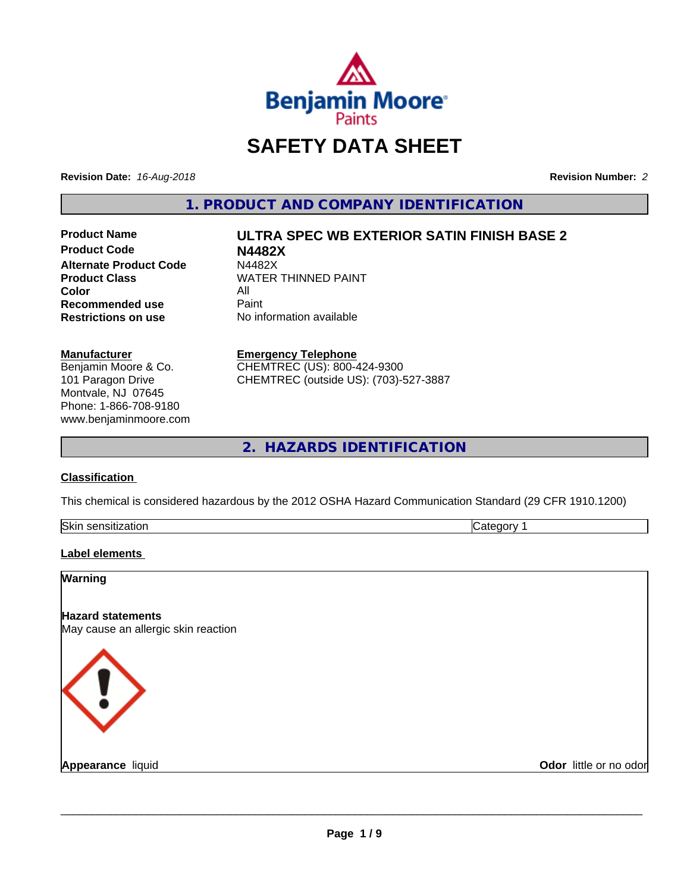# SAFETY DATA SHEET

**Revision Date:** *16-Aug-2018* **Revision Number:** *2*

## 1. PRODUCT AND COMPANY IDENTIFICATION

| | |
|---|---|
| **Product Name** | **ULTRA SPEC WB EXTERIOR SATIN FINISH BASE 2** |
| **Product Code** | **N4482X** |
| **Alternate Product Code** | N4482X |
| **Product Class** | WATER THINNED PAINT |
| **Color** | All |
| **Recommended use** | Paint |
| **Restrictions on use** | No information available |

**Manufacturer**
Benjamin Moore & Co.
101 Paragon Drive
Montvale, NJ 07645
Phone: 1-866-708-9180
www.benjaminmoore.com

**Emergency Telephone**
CHEMTREC (US): 800-424-9300
CHEMTREC (outside US): (703)-527-3887

## 2. HAZARDS IDENTIFICATION

**Classification**

This chemical is considered hazardous by the 2012 OSHA Hazard Communication Standard (29 CFR 1910.1200)

| Skin sensitization | Category 1 |
|---|---|

**Label elements**

**Warning**

**Hazard statements**
May cause an allergic skin reaction

**Appearance** liquid **Odor** little or no odor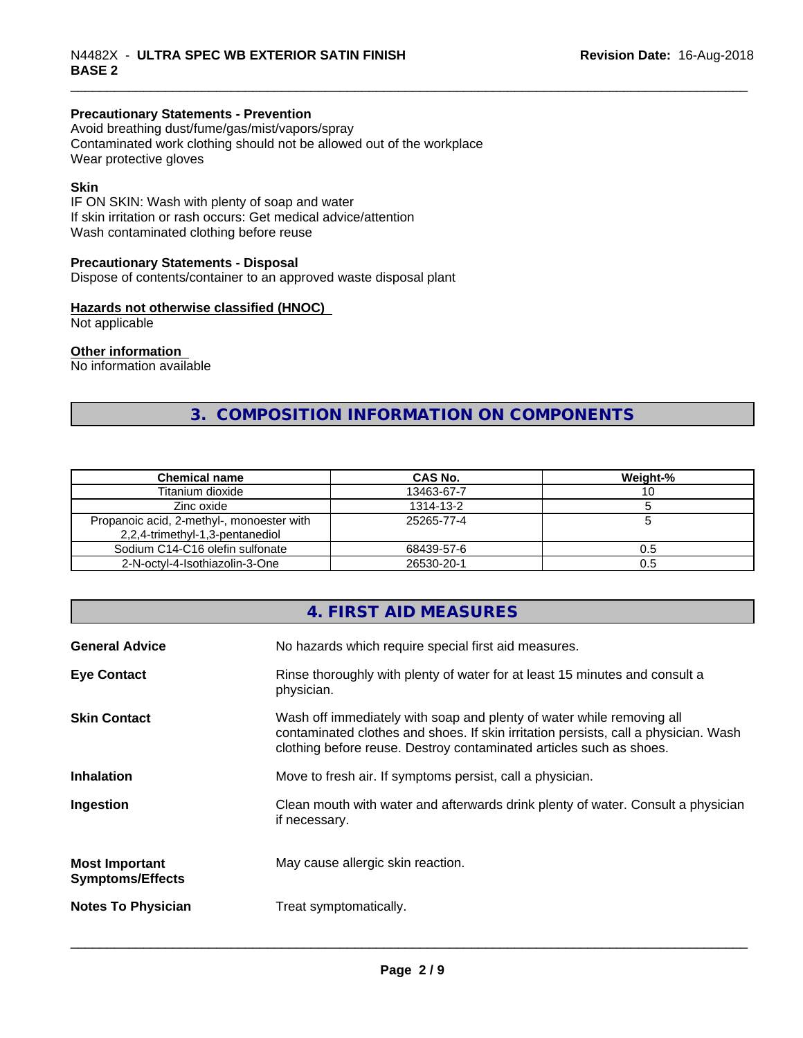#### Precautionary Statements - Prevention

Avoid breathing dust/fume/gas/mist/vapors/spray
Contaminated work clothing should not be allowed out of the workplace
Wear protective gloves

#### Skin

IF ON SKIN: Wash with plenty of soap and water
If skin irritation or rash occurs: Get medical advice/attention
Wash contaminated clothing before reuse

#### Precautionary Statements - Disposal

Dispose of contents/container to an approved waste disposal plant

#### Hazards not otherwise classified (HNOC)

Not applicable

#### Other information

No information available

## 3. COMPOSITION INFORMATION ON COMPONENTS

| Chemical name | CAS No. | Weight-% |
|---|---|---|
| Titanium dioxide | 13463-67-7 | 10 |
| Zinc oxide | 1314-13-2 | 5 |
| Propanoic acid, 2-methyl-, monoester with 2,2,4-trimethyl-1,3-pentanediol | 25265-77-4 | 5 |
| Sodium C14-C16 olefin sulfonate | 68439-57-6 | 0.5 |
| 2-N-octyl-4-Isothiazolin-3-One | 26530-20-1 | 0.5 |

## 4. FIRST AID MEASURES

**General Advice** No hazards which require special first aid measures.

**Eye Contact** Rinse thoroughly with plenty of water for at least 15 minutes and consult a physician.

**Skin Contact** Wash off immediately with soap and plenty of water while removing all contaminated clothes and shoes. If skin irritation persists, call a physician. Wash clothing before reuse. Destroy contaminated articles such as shoes.

**Inhalation** Move to fresh air. If symptoms persist, call a physician.

**Ingestion** Clean mouth with water and afterwards drink plenty of water. Consult a physician if necessary.

**Most Important Symptoms/Effects** May cause allergic skin reaction.

**Notes To Physician** Treat symptomatically.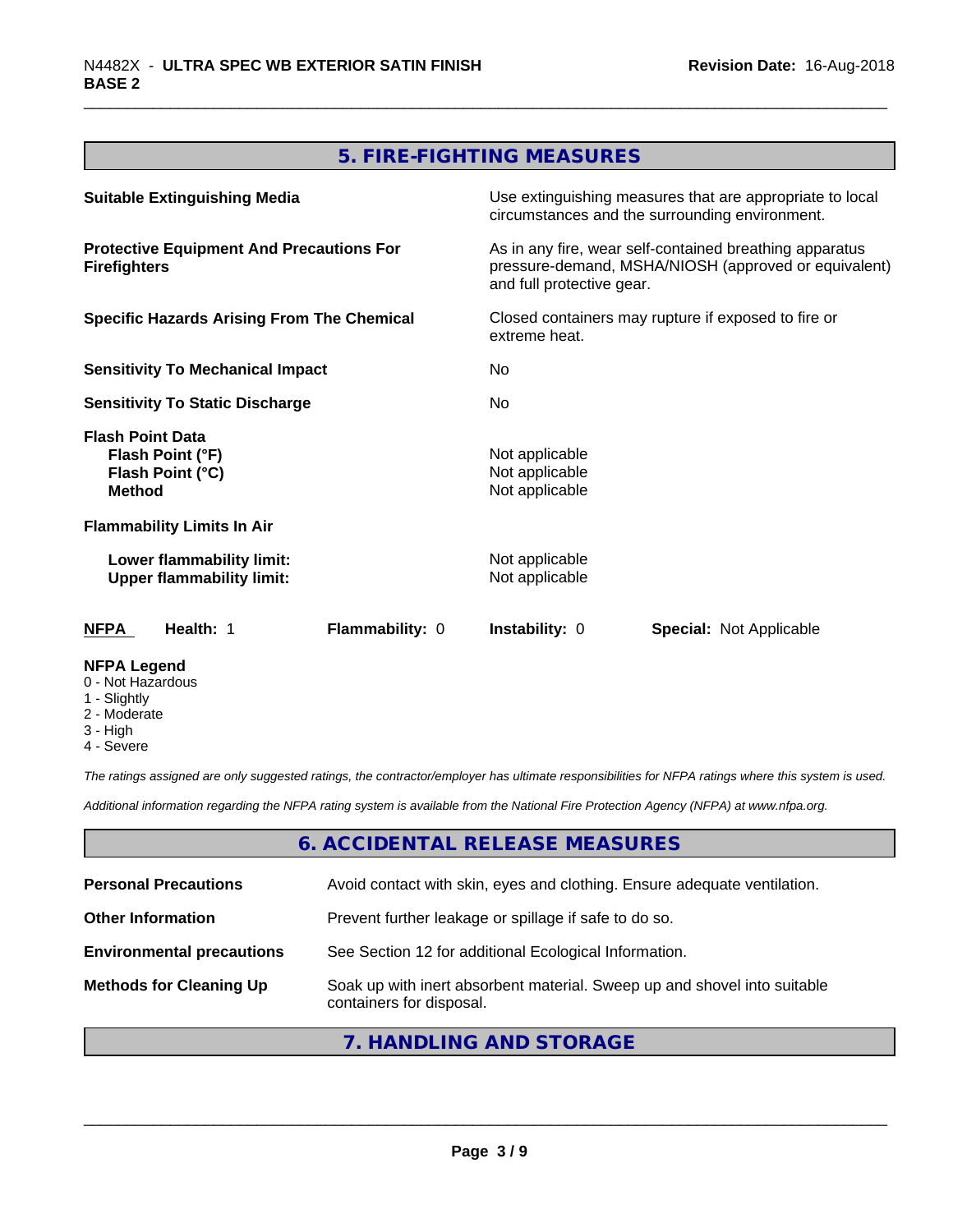## 5. FIRE-FIGHTING MEASURES

| | |
|---|---|
| **Suitable Extinguishing Media** | Use extinguishing measures that are appropriate to local circumstances and the surrounding environment. |
| **Protective Equipment And Precautions For Firefighters** | As in any fire, wear self-contained breathing apparatus pressure-demand, MSHA/NIOSH (approved or equivalent) and full protective gear. |
| **Specific Hazards Arising From The Chemical** | Closed containers may rupture if exposed to fire or extreme heat. |
| **Sensitivity To Mechanical Impact** | No |
| **Sensitivity To Static Discharge** | No |

**Flash Point Data**

| | |
|---|---|
| **Flash Point (°F)** | Not applicable |
| **Flash Point (°C)** | Not applicable |
| **Method** | Not applicable |

**Flammability Limits In Air**

| | |
|---|---|
| **Lower flammability limit:** | Not applicable |
| **Upper flammability limit:** | Not applicable |

| **NFPA** | **Health:** 1 | **Flammability:** 0 | **Instability:** 0 | **Special:** Not Applicable |
|---|---|---|---|---|

**NFPA Legend**
- 0 - Not Hazardous
- 1 - Slightly
- 2 - Moderate
- 3 - High
- 4 - Severe

*The ratings assigned are only suggested ratings, the contractor/employer has ultimate responsibilities for NFPA ratings where this system is used.*

*Additional information regarding the NFPA rating system is available from the National Fire Protection Agency (NFPA) at www.nfpa.org.*

## 6. ACCIDENTAL RELEASE MEASURES

| | |
|---|---|
| **Personal Precautions** | Avoid contact with skin, eyes and clothing. Ensure adequate ventilation. |
| **Other Information** | Prevent further leakage or spillage if safe to do so. |
| **Environmental precautions** | See Section 12 for additional Ecological Information. |
| **Methods for Cleaning Up** | Soak up with inert absorbent material. Sweep up and shovel into suitable containers for disposal. |

## 7. HANDLING AND STORAGE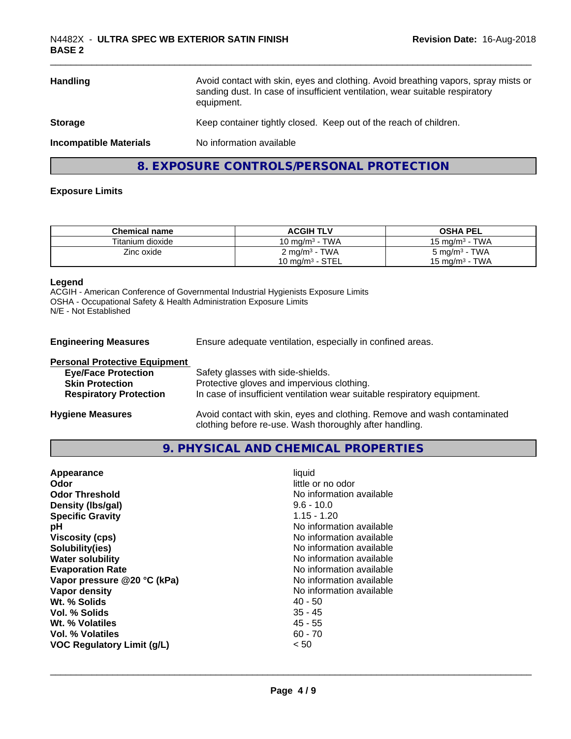| | |
|---|---|
| **Handling** | Avoid contact with skin, eyes and clothing. Avoid breathing vapors, spray mists or sanding dust. In case of insufficient ventilation, wear suitable respiratory equipment. |
| **Storage** | Keep container tightly closed. Keep out of the reach of children. |
| **Incompatible Materials** | No information available |

## 8. EXPOSURE CONTROLS/PERSONAL PROTECTION

### Exposure Limits

| Chemical name | ACGIH TLV | OSHA PEL |
|---|---|---|
| Titanium dioxide | 10 mg/m³ - TWA | 15 mg/m³ - TWA |
| Zinc oxide | 2 mg/m³ - TWA<br>10 mg/m³ - STEL | 5 mg/m³ - TWA<br>15 mg/m³ - TWA |

**Legend**
ACGIH - American Conference of Governmental Industrial Hygienists Exposure Limits
OSHA - Occupational Safety & Health Administration Exposure Limits
N/E - Not Established

**Engineering Measures** Ensure adequate ventilation, especially in confined areas.

**Personal Protective Equipment**

| | |
|---|---|
| **Eye/Face Protection** | Safety glasses with side-shields. |
| **Skin Protection** | Protective gloves and impervious clothing. |
| **Respiratory Protection** | In case of insufficient ventilation wear suitable respiratory equipment. |

**Hygiene Measures** Avoid contact with skin, eyes and clothing. Remove and wash contaminated clothing before re-use. Wash thoroughly after handling.

## 9. PHYSICAL AND CHEMICAL PROPERTIES

| | |
|---|---|
| **Appearance** | liquid |
| **Odor** | little or no odor |
| **Odor Threshold** | No information available |
| **Density (lbs/gal)** | 9.6 - 10.0 |
| **Specific Gravity** | 1.15 - 1.20 |
| **pH** | No information available |
| **Viscosity (cps)** | No information available |
| **Solubility(ies)** | No information available |
| **Water solubility** | No information available |
| **Evaporation Rate** | No information available |
| **Vapor pressure @20 °C (kPa)** | No information available |
| **Vapor density** | No information available |
| **Wt. % Solids** | 40 - 50 |
| **Vol. % Solids** | 35 - 45 |
| **Wt. % Volatiles** | 45 - 55 |
| **Vol. % Volatiles** | 60 - 70 |
| **VOC Regulatory Limit (g/L)** | < 50 |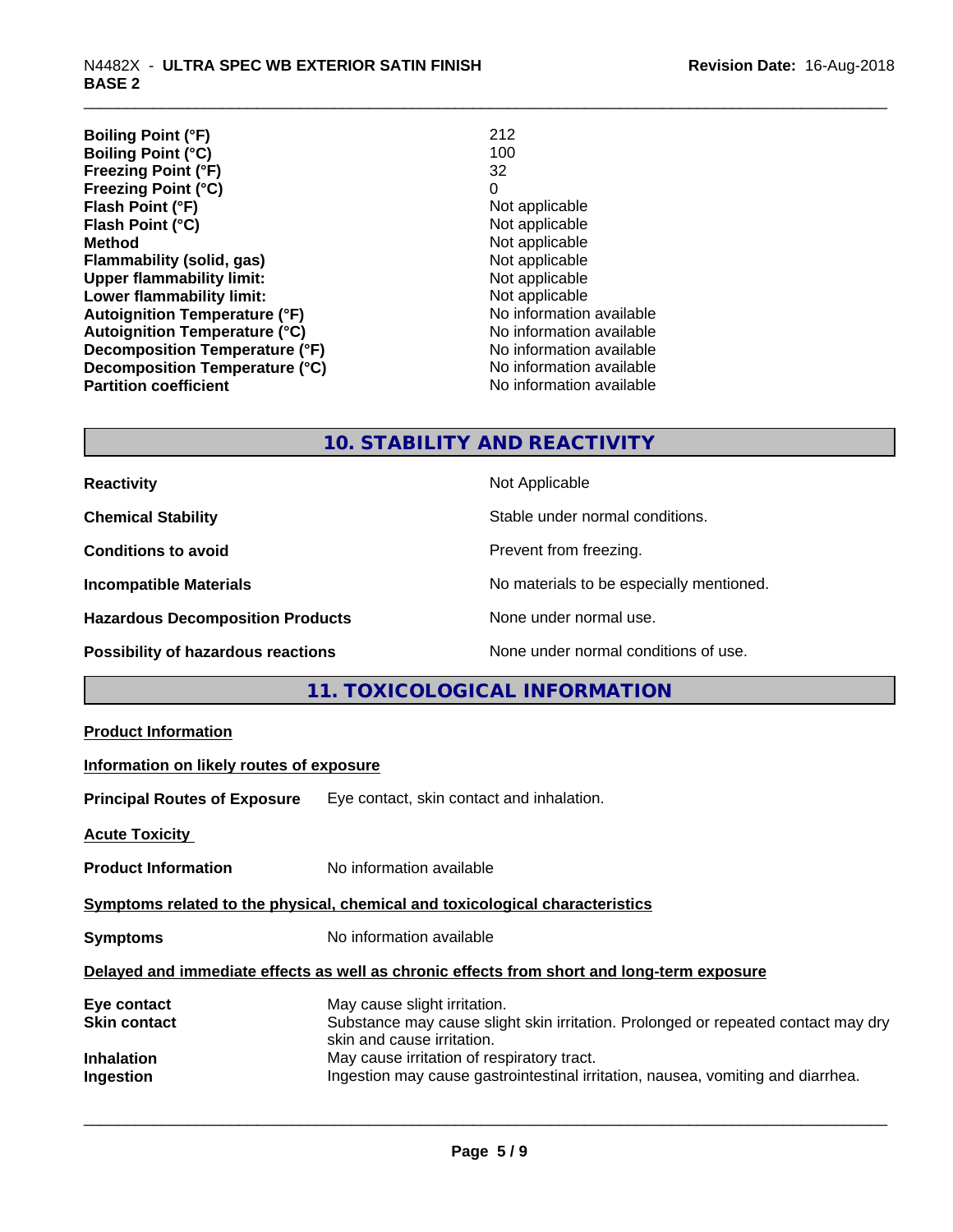| | |
|---|---|
| **Boiling Point (°F)** | 212 |
| **Boiling Point (°C)** | 100 |
| **Freezing Point (°F)** | 32 |
| **Freezing Point (°C)** | 0 |
| **Flash Point (°F)** | Not applicable |
| **Flash Point (°C)** | Not applicable |
| **Method** | Not applicable |
| **Flammability (solid, gas)** | Not applicable |
| **Upper flammability limit:** | Not applicable |
| **Lower flammability limit:** | Not applicable |
| **Autoignition Temperature (°F)** | No information available |
| **Autoignition Temperature (°C)** | No information available |
| **Decomposition Temperature (°F)** | No information available |
| **Decomposition Temperature (°C)** | No information available |
| **Partition coefficient** | No information available |

## 10. STABILITY AND REACTIVITY

| | |
|---|---|
| **Reactivity** | Not Applicable |
| **Chemical Stability** | Stable under normal conditions. |
| **Conditions to avoid** | Prevent from freezing. |
| **Incompatible Materials** | No materials to be especially mentioned. |
| **Hazardous Decomposition Products** | None under normal use. |
| **Possibility of hazardous reactions** | None under normal conditions of use. |

## 11. TOXICOLOGICAL INFORMATION

**Product Information**

**Information on likely routes of exposure**

**Principal Routes of Exposure** Eye contact, skin contact and inhalation.

**Acute Toxicity**

**Product Information** No information available

**Symptoms related to the physical, chemical and toxicological characteristics**

**Symptoms** No information available

**Delayed and immediate effects as well as chronic effects from short and long-term exposure**

| | |
|---|---|
| **Eye contact** | May cause slight irritation. |
| **Skin contact** | Substance may cause slight skin irritation. Prolonged or repeated contact may dry skin and cause irritation. |
| **Inhalation** | May cause irritation of respiratory tract. |
| **Ingestion** | Ingestion may cause gastrointestinal irritation, nausea, vomiting and diarrhea. |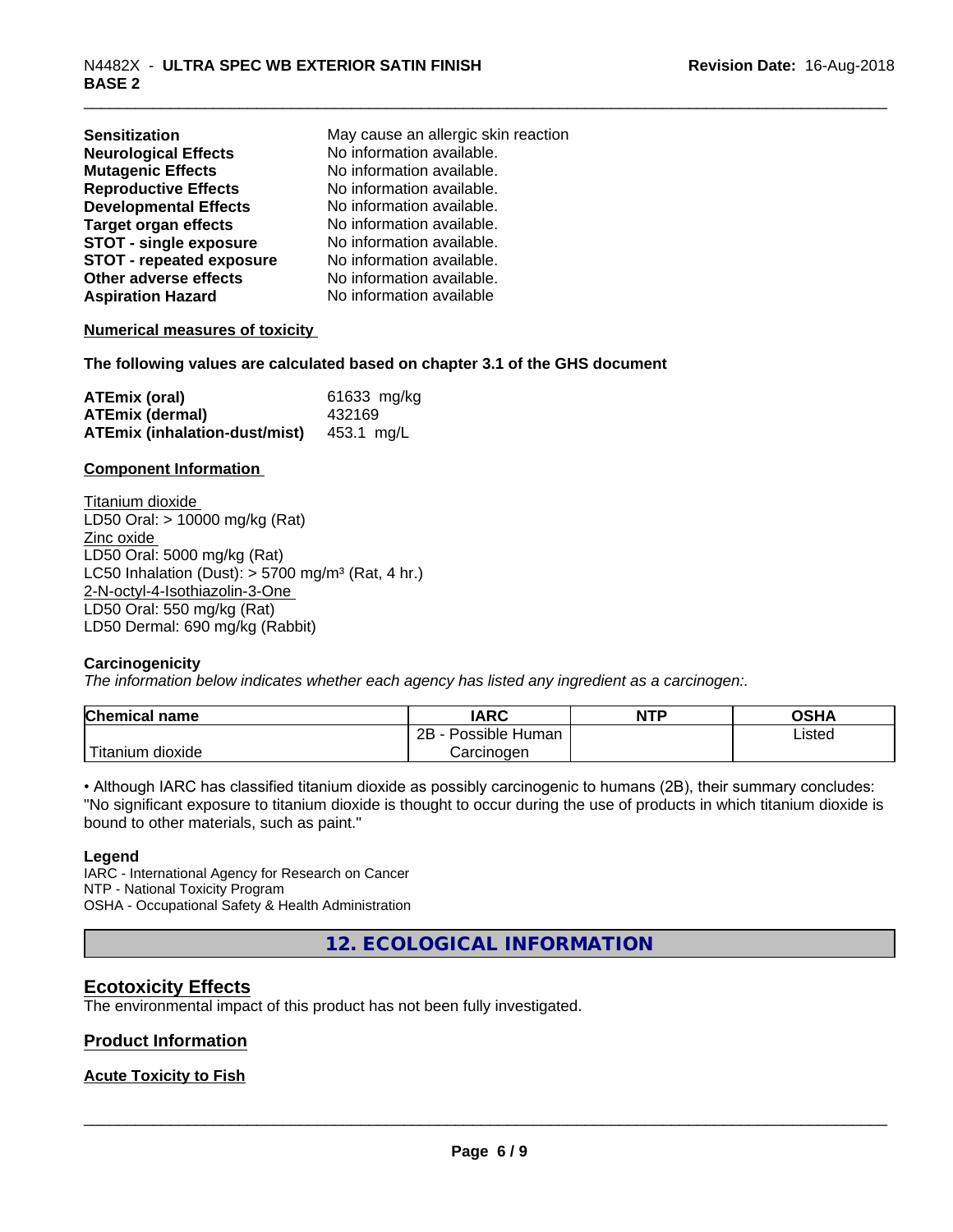| | |
|---|---|
| **Sensitization** | May cause an allergic skin reaction |
| **Neurological Effects** | No information available. |
| **Mutagenic Effects** | No information available. |
| **Reproductive Effects** | No information available. |
| **Developmental Effects** | No information available. |
| **Target organ effects** | No information available. |
| **STOT - single exposure** | No information available. |
| **STOT - repeated exposure** | No information available. |
| **Other adverse effects** | No information available. |
| **Aspiration Hazard** | No information available |

**Numerical measures of toxicity**

**The following values are calculated based on chapter 3.1 of the GHS document**

| | |
|---|---|
| **ATEmix (oral)** | 61633 mg/kg |
| **ATEmix (dermal)** | 432169 |
| **ATEmix (inhalation-dust/mist)** | 453.1 mg/L |

**Component Information**

Titanium dioxide
LD50 Oral: > 10000 mg/kg (Rat)
Zinc oxide
LD50 Oral: 5000 mg/kg (Rat)
LC50 Inhalation (Dust): > 5700 mg/m³ (Rat, 4 hr.)
2-N-octyl-4-Isothiazolin-3-One
LD50 Oral: 550 mg/kg (Rat)
LD50 Dermal: 690 mg/kg (Rabbit)

**Carcinogenicity**

*The information below indicates whether each agency has listed any ingredient as a carcinogen:.*

| Chemical name | IARC | NTP | OSHA |
|---|---|---|---|
| Titanium dioxide | 2B - Possible Human Carcinogen | | Listed |

• Although IARC has classified titanium dioxide as possibly carcinogenic to humans (2B), their summary concludes: "No significant exposure to titanium dioxide is thought to occur during the use of products in which titanium dioxide is bound to other materials, such as paint."

**Legend**

IARC - International Agency for Research on Cancer
NTP - National Toxicity Program
OSHA - Occupational Safety & Health Administration

## 12. ECOLOGICAL INFORMATION

### Ecotoxicity Effects

The environmental impact of this product has not been fully investigated.

### Product Information

**Acute Toxicity to Fish**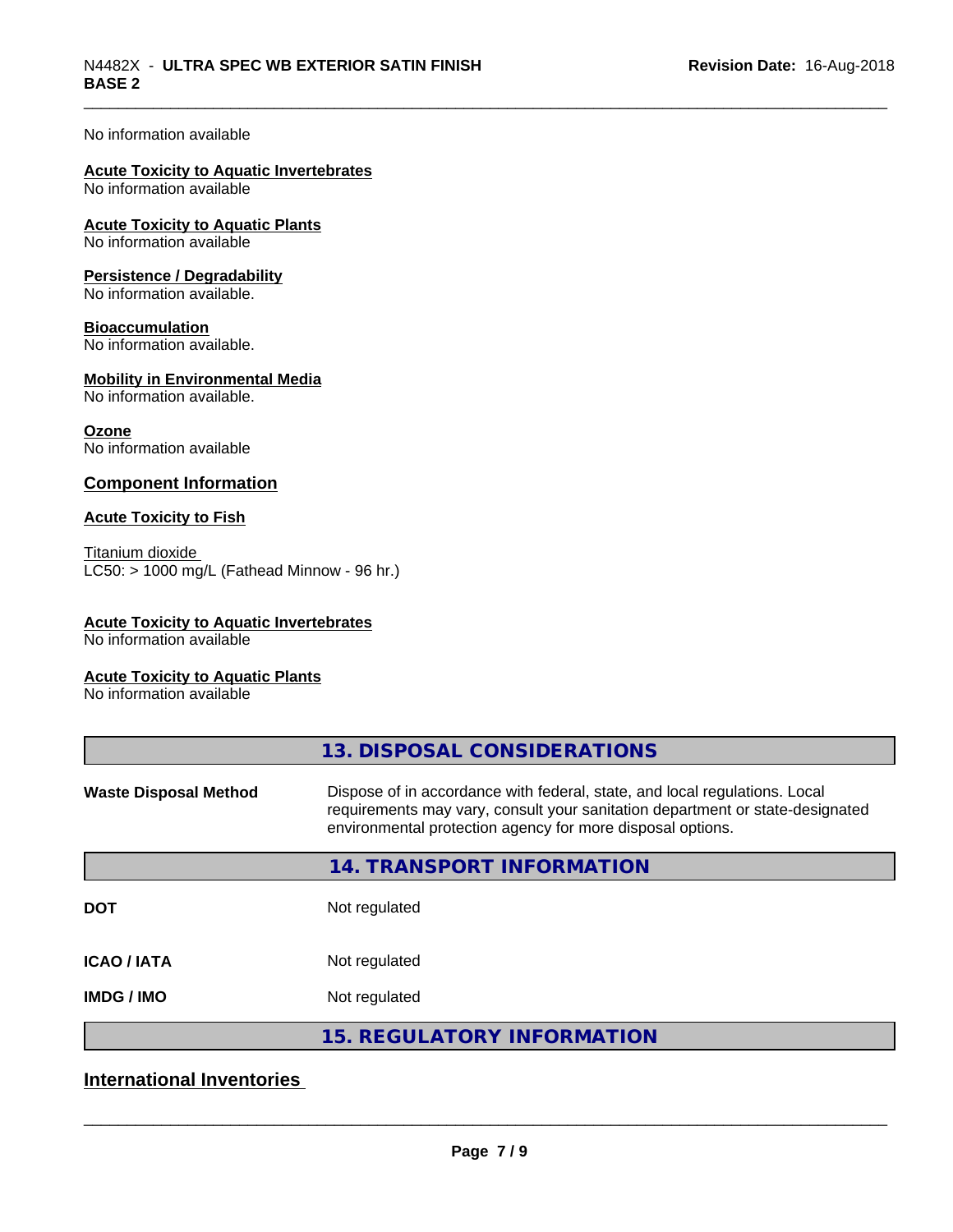No information available

**Acute Toxicity to Aquatic Invertebrates**
No information available

**Acute Toxicity to Aquatic Plants**
No information available

**Persistence / Degradability**
No information available.

**Bioaccumulation**
No information available.

**Mobility in Environmental Media**
No information available.

**Ozone**
No information available

## Component Information

**Acute Toxicity to Fish**

Titanium dioxide
LC50: > 1000 mg/L (Fathead Minnow - 96 hr.)

**Acute Toxicity to Aquatic Invertebrates**
No information available

**Acute Toxicity to Aquatic Plants**
No information available

## 13. DISPOSAL CONSIDERATIONS

| | |
|---|---|
| **Waste Disposal Method** | Dispose of in accordance with federal, state, and local regulations. Local requirements may vary, consult your sanitation department or state-designated environmental protection agency for more disposal options. |

## 14. TRANSPORT INFORMATION

| | |
|---|---|
| **DOT** | Not regulated |
| **ICAO / IATA** | Not regulated |
| **IMDG / IMO** | Not regulated |

## 15. REGULATORY INFORMATION

## International Inventories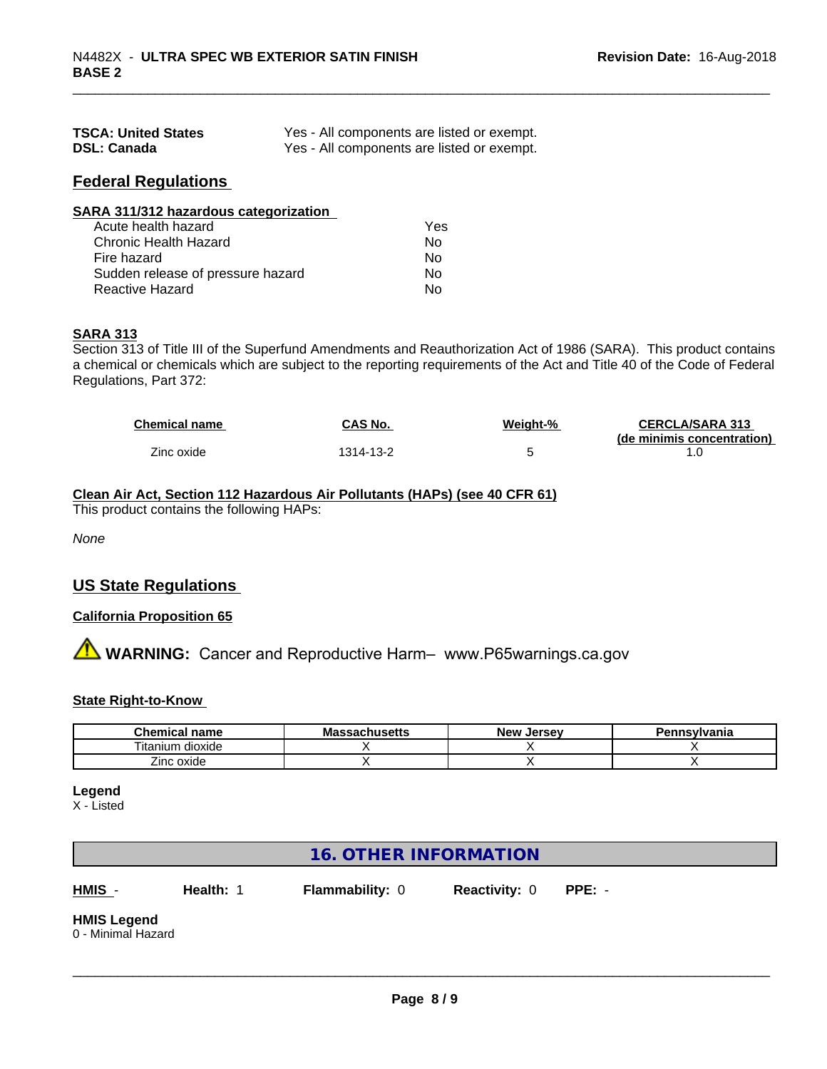| | |
|---|---|
| **TSCA: United States** | Yes - All components are listed or exempt. |
| **DSL: Canada** | Yes - All components are listed or exempt. |

## Federal Regulations

**SARA 311/312 hazardous categorization**

| | |
|---|---|
| Acute health hazard | Yes |
| Chronic Health Hazard | No |
| Fire hazard | No |
| Sudden release of pressure hazard | No |
| Reactive Hazard | No |

**SARA 313**

Section 313 of Title III of the Superfund Amendments and Reauthorization Act of 1986 (SARA). This product contains a chemical or chemicals which are subject to the reporting requirements of the Act and Title 40 of the Code of Federal Regulations, Part 372:

| Chemical name | CAS No. | Weight-% | CERCLA/SARA 313 (de minimis concentration) |
|---|---|---|---|
| Zinc oxide | 1314-13-2 | 5 | 1.0 |

**Clean Air Act, Section 112 Hazardous Air Pollutants (HAPs) (see 40 CFR 61)**

This product contains the following HAPs:

*None*

## US State Regulations

**California Proposition 65**

⚠ **WARNING:** Cancer and Reproductive Harm– www.P65warnings.ca.gov

**State Right-to-Know**

| Chemical name | Massachusetts | New Jersey | Pennsylvania |
|---|---|---|---|
| Titanium dioxide | X | X | X |
| Zinc oxide | X | X | X |

**Legend**

X - Listed

## 16. OTHER INFORMATION

**HMIS** - **Health:** 1 **Flammability:** 0 **Reactivity:** 0 **PPE:** -

**HMIS Legend**

0 - Minimal Hazard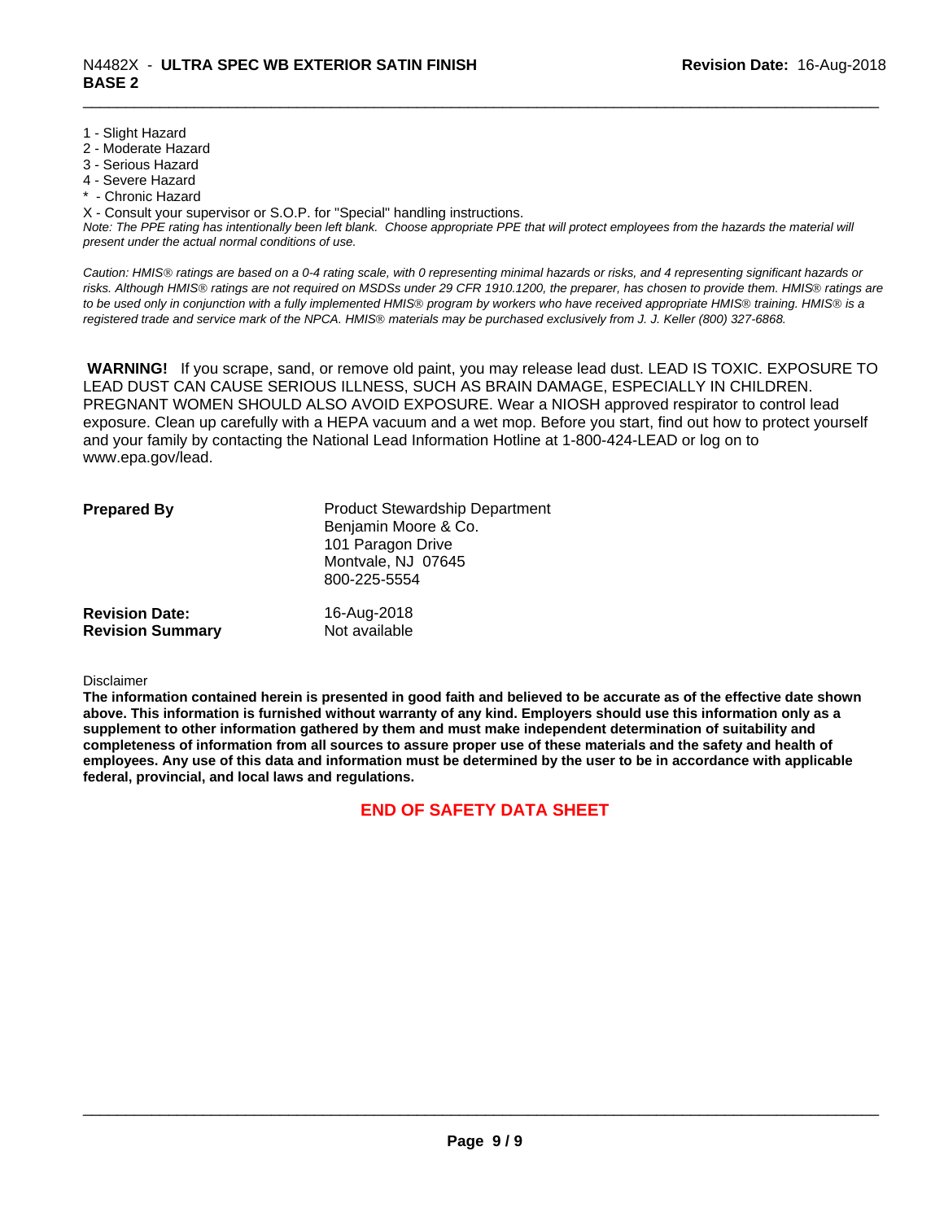1 - Slight Hazard
2 - Moderate Hazard
3 - Serious Hazard
4 - Severe Hazard
* - Chronic Hazard
X - Consult your supervisor or S.O.P. for "Special" handling instructions.

*Note: The PPE rating has intentionally been left blank. Choose appropriate PPE that will protect employees from the hazards the material will present under the actual normal conditions of use.*

*Caution: HMIS® ratings are based on a 0-4 rating scale, with 0 representing minimal hazards or risks, and 4 representing significant hazards or risks. Although HMIS® ratings are not required on MSDSs under 29 CFR 1910.1200, the preparer, has chosen to provide them. HMIS® ratings are to be used only in conjunction with a fully implemented HMIS® program by workers who have received appropriate HMIS® training. HMIS® is a registered trade and service mark of the NPCA. HMIS® materials may be purchased exclusively from J. J. Keller (800) 327-6868.*

**WARNING!** If you scrape, sand, or remove old paint, you may release lead dust. LEAD IS TOXIC. EXPOSURE TO LEAD DUST CAN CAUSE SERIOUS ILLNESS, SUCH AS BRAIN DAMAGE, ESPECIALLY IN CHILDREN. PREGNANT WOMEN SHOULD ALSO AVOID EXPOSURE. Wear a NIOSH approved respirator to control lead exposure. Clean up carefully with a HEPA vacuum and a wet mop. Before you start, find out how to protect yourself and your family by contacting the National Lead Information Hotline at 1-800-424-LEAD or log on to www.epa.gov/lead.

| | |
|---|---|
| **Prepared By** | Product Stewardship Department<br>Benjamin Moore & Co.<br>101 Paragon Drive<br>Montvale, NJ 07645<br>800-225-5554 |
| **Revision Date:** | 16-Aug-2018 |
| **Revision Summary** | Not available |

Disclaimer

**The information contained herein is presented in good faith and believed to be accurate as of the effective date shown above. This information is furnished without warranty of any kind. Employers should use this information only as a supplement to other information gathered by them and must make independent determination of suitability and completeness of information from all sources to assure proper use of these materials and the safety and health of employees. Any use of this data and information must be determined by the user to be in accordance with applicable federal, provincial, and local laws and regulations.**

**END OF SAFETY DATA SHEET**